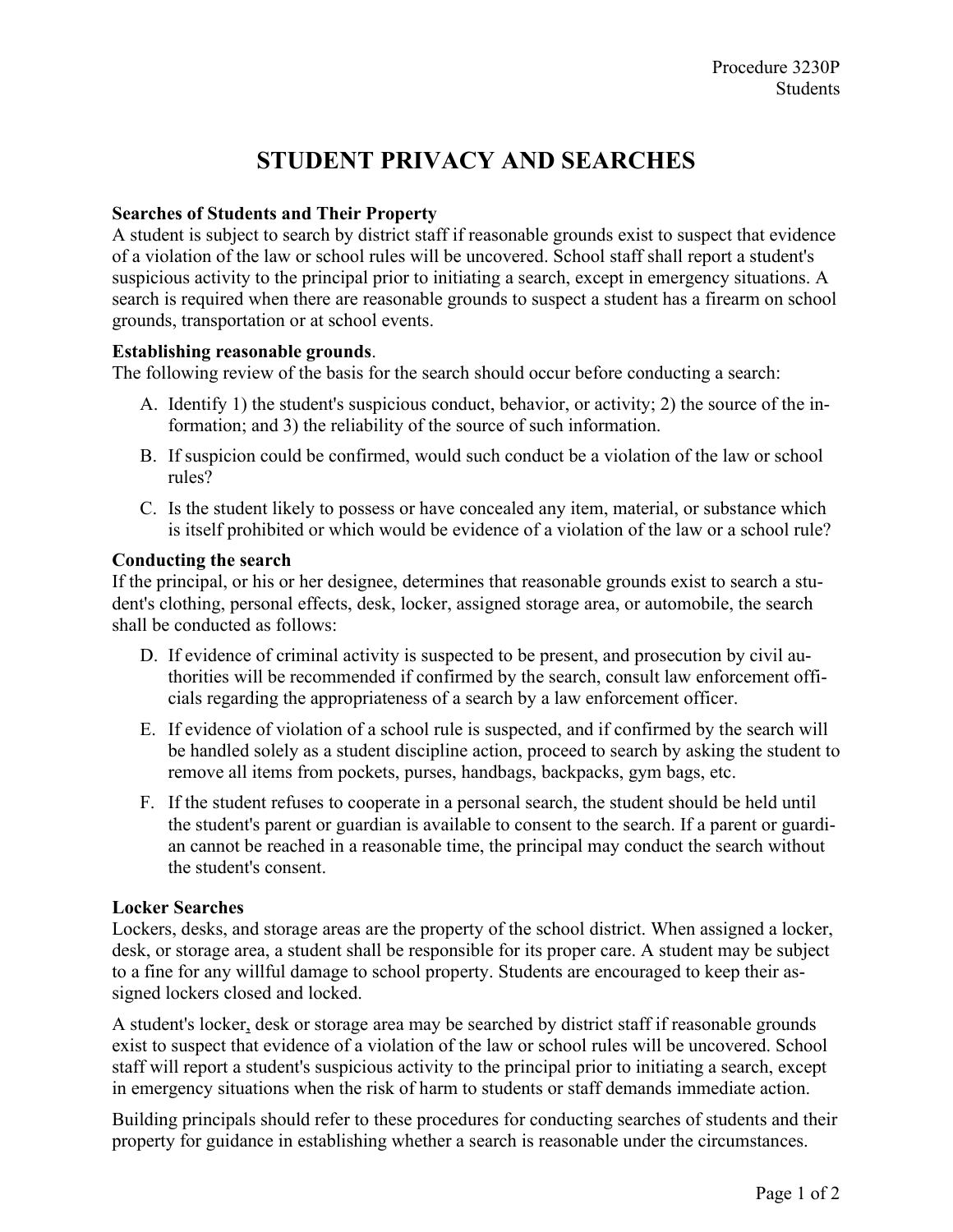Procedure 3230P
Students

# STUDENT PRIVACY AND SEARCHES

**Searches of Students and Their Property**

A student is subject to search by district staff if reasonable grounds exist to suspect that evidence of a violation of the law or school rules will be uncovered. School staff shall report a student's suspicious activity to the principal prior to initiating a search, except in emergency situations. A search is required when there are reasonable grounds to suspect a student has a firearm on school grounds, transportation or at school events.

**Establishing reasonable grounds**.

The following review of the basis for the search should occur before conducting a search:

A. Identify 1) the student's suspicious conduct, behavior, or activity; 2) the source of the information; and 3) the reliability of the source of such information.

B. If suspicion could be confirmed, would such conduct be a violation of the law or school rules?

C. Is the student likely to possess or have concealed any item, material, or substance which is itself prohibited or which would be evidence of a violation of the law or a school rule?

**Conducting the search**

If the principal, or his or her designee, determines that reasonable grounds exist to search a student's clothing, personal effects, desk, locker, assigned storage area, or automobile, the search shall be conducted as follows:

D. If evidence of criminal activity is suspected to be present, and prosecution by civil authorities will be recommended if confirmed by the search, consult law enforcement officials regarding the appropriateness of a search by a law enforcement officer.

E. If evidence of violation of a school rule is suspected, and if confirmed by the search will be handled solely as a student discipline action, proceed to search by asking the student to remove all items from pockets, purses, handbags, backpacks, gym bags, etc.

F. If the student refuses to cooperate in a personal search, the student should be held until the student's parent or guardian is available to consent to the search. If a parent or guardian cannot be reached in a reasonable time, the principal may conduct the search without the student's consent.

**Locker Searches**

Lockers, desks, and storage areas are the property of the school district. When assigned a locker, desk, or storage area, a student shall be responsible for its proper care. A student may be subject to a fine for any willful damage to school property. Students are encouraged to keep their assigned lockers closed and locked.

A student's locker, desk or storage area may be searched by district staff if reasonable grounds exist to suspect that evidence of a violation of the law or school rules will be uncovered. School staff will report a student's suspicious activity to the principal prior to initiating a search, except in emergency situations when the risk of harm to students or staff demands immediate action.

Building principals should refer to these procedures for conducting searches of students and their property for guidance in establishing whether a search is reasonable under the circumstances.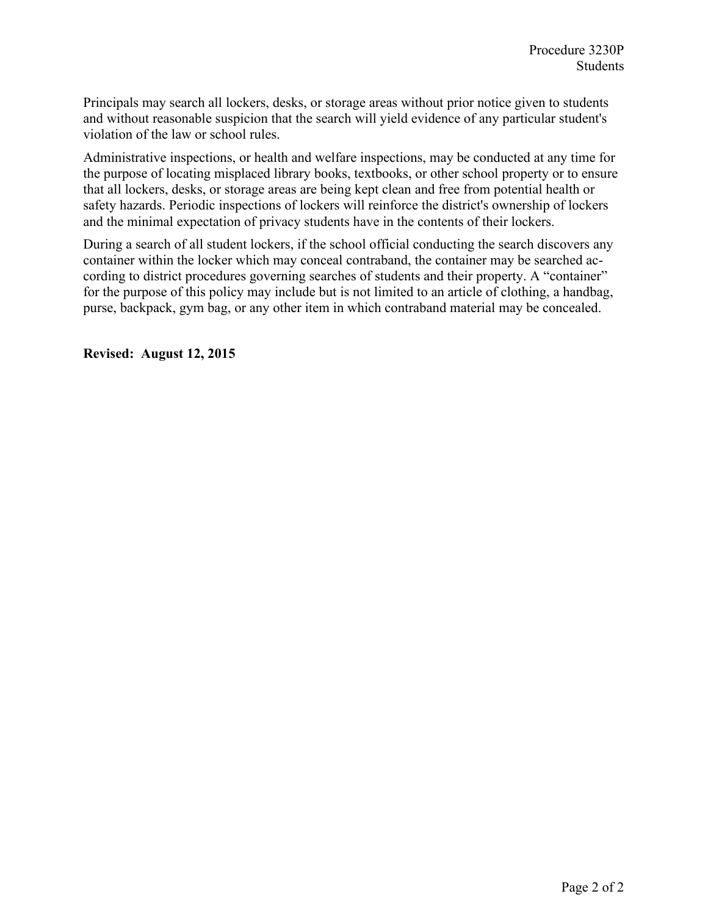Principals may search all lockers, desks, or storage areas without prior notice given to students and without reasonable suspicion that the search will yield evidence of any particular student's violation of the law or school rules.

Administrative inspections, or health and welfare inspections, may be conducted at any time for the purpose of locating misplaced library books, textbooks, or other school property or to ensure that all lockers, desks, or storage areas are being kept clean and free from potential health or safety hazards. Periodic inspections of lockers will reinforce the district's ownership of lockers and the minimal expectation of privacy students have in the contents of their lockers.

During a search of all student lockers, if the school official conducting the search discovers any container within the locker which may conceal contraband, the container may be searched according to district procedures governing searches of students and their property. A "container" for the purpose of this policy may include but is not limited to an article of clothing, a handbag, purse, backpack, gym bag, or any other item in which contraband material may be concealed.

**Revised: August 12, 2015**